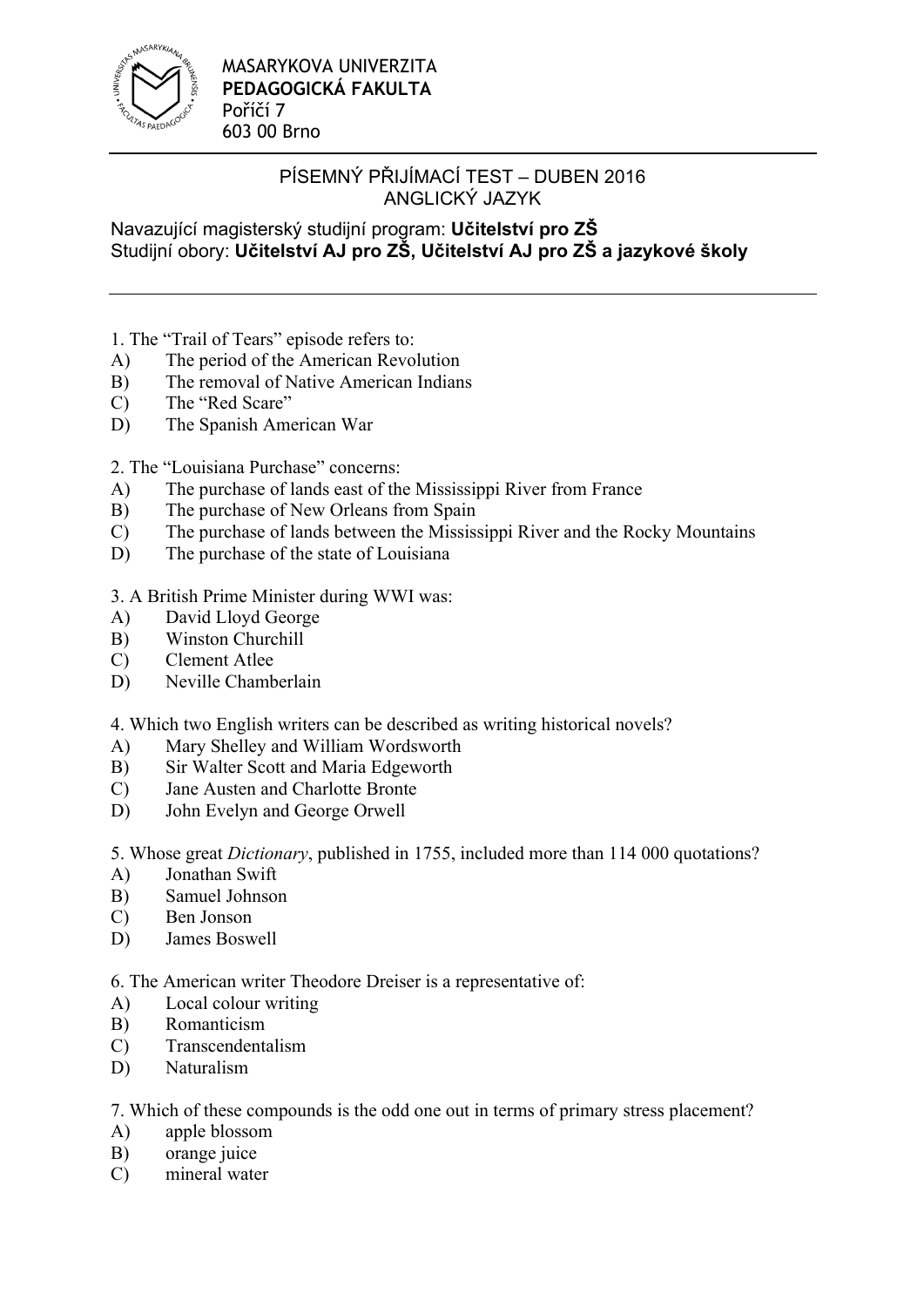MASARYKOVA UNIVERZITA
**PEDAGOGICKÁ FAKULTA**
Poříčí 7
603 00 Brno

# PÍSEMNÝ PŘIJÍMACÍ TEST – DUBEN 2016
## ANGLICKÝ JAZYK

Navazující magisterský studijní program: **Učitelství pro ZŠ**
Studijní obory: **Učitelství AJ pro ZŠ, Učitelství AJ pro ZŠ a jazykové školy**

---

1. The "Trail of Tears" episode refers to:
A) The period of the American Revolution
B) The removal of Native American Indians
C) The "Red Scare"
D) The Spanish American War

2. The "Louisiana Purchase" concerns:
A) The purchase of lands east of the Mississippi River from France
B) The purchase of New Orleans from Spain
C) The purchase of lands between the Mississippi River and the Rocky Mountains
D) The purchase of the state of Louisiana

3. A British Prime Minister during WWI was:
A) David Lloyd George
B) Winston Churchill
C) Clement Atlee
D) Neville Chamberlain

4. Which two English writers can be described as writing historical novels?
A) Mary Shelley and William Wordsworth
B) Sir Walter Scott and Maria Edgeworth
C) Jane Austen and Charlotte Bronte
D) John Evelyn and George Orwell

5. Whose great *Dictionary*, published in 1755, included more than 114 000 quotations?
A) Jonathan Swift
B) Samuel Johnson
C) Ben Jonson
D) James Boswell

6. The American writer Theodore Dreiser is a representative of:
A) Local colour writing
B) Romanticism
C) Transcendentalism
D) Naturalism

7. Which of these compounds is the odd one out in terms of primary stress placement?
A) apple blossom
B) orange juice
C) mineral water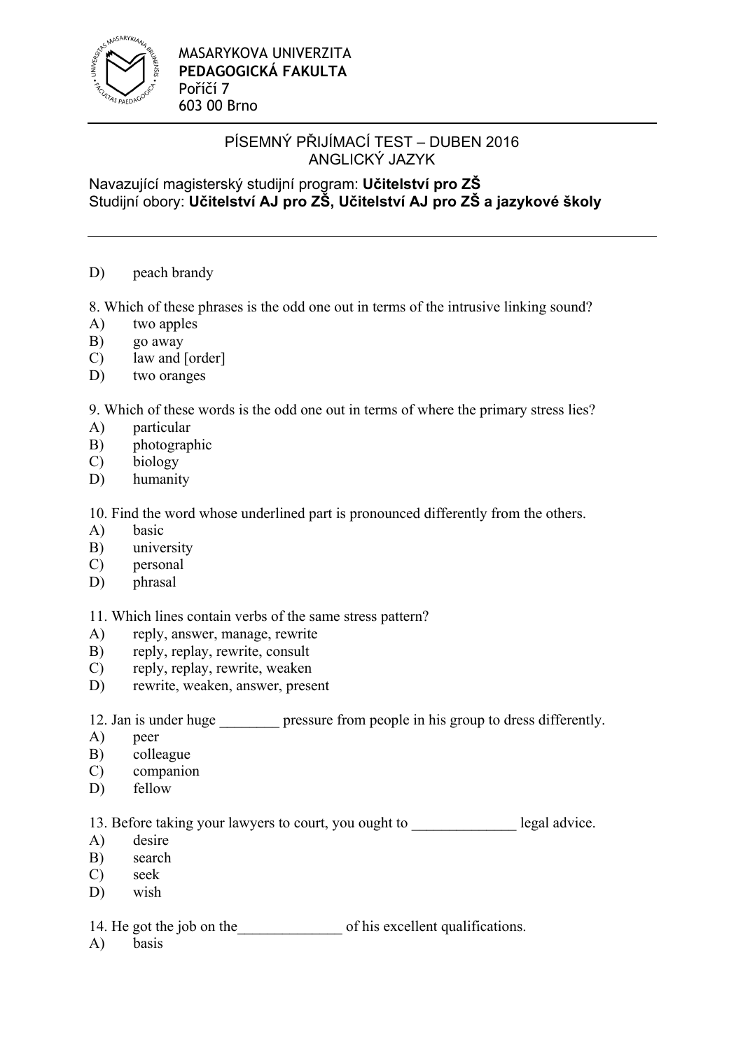MASARYKOVA UNIVERZITA
**PEDAGOGICKÁ FAKULTA**
Poříčí 7
603 00 Brno

PÍSEMNÝ PŘIJÍMACÍ TEST – DUBEN 2016
ANGLICKÝ JAZYK

Navazující magisterský studijní program: **Učitelství pro ZŠ**
Studijní obory: **Učitelství AJ pro ZŠ, Učitelství AJ pro ZŠ a jazykové školy**

---

D) peach brandy

8. Which of these phrases is the odd one out in terms of the intrusive linking sound?
A) two apples
B) go away
C) law and [order]
D) two oranges

9. Which of these words is the odd one out in terms of where the primary stress lies?
A) particular
B) photographic
C) biology
D) humanity

10. Find the word whose underlined part is pronounced differently from the others.
A) basic
B) university
C) personal
D) phrasal

11. Which lines contain verbs of the same stress pattern?
A) reply, answer, manage, rewrite
B) reply, replay, rewrite, consult
C) reply, replay, rewrite, weaken
D) rewrite, weaken, answer, present

12. Jan is under huge ________ pressure from people in his group to dress differently.
A) peer
B) colleague
C) companion
D) fellow

13. Before taking your lawyers to court, you ought to ______________ legal advice.
A) desire
B) search
C) seek
D) wish

14. He got the job on the______________ of his excellent qualifications.
A) basis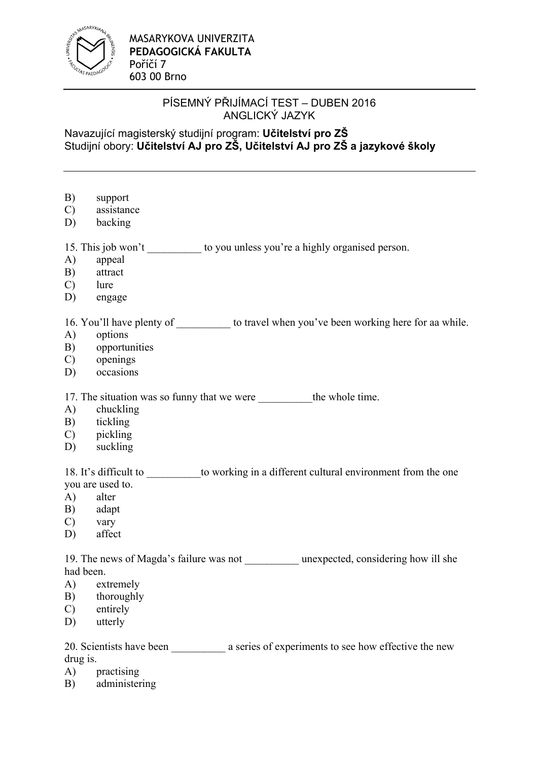B) support
C) assistance
D) backing

15. This job won't __________ to you unless you're a highly organised person.
A) appeal
B) attract
C) lure
D) engage

16. You'll have plenty of __________ to travel when you've been working here for aa while.
A) options
B) opportunities
C) openings
D) occasions

17. The situation was so funny that we were __________the whole time.
A) chuckling
B) tickling
C) pickling
D) suckling

18. It's difficult to __________to working in a different cultural environment from the one you are used to.
A) alter
B) adapt
C) vary
D) affect

19. The news of Magda's failure was not __________ unexpected, considering how ill she had been.
A) extremely
B) thoroughly
C) entirely
D) utterly

20. Scientists have been __________ a series of experiments to see how effective the new drug is.
A) practising
B) administering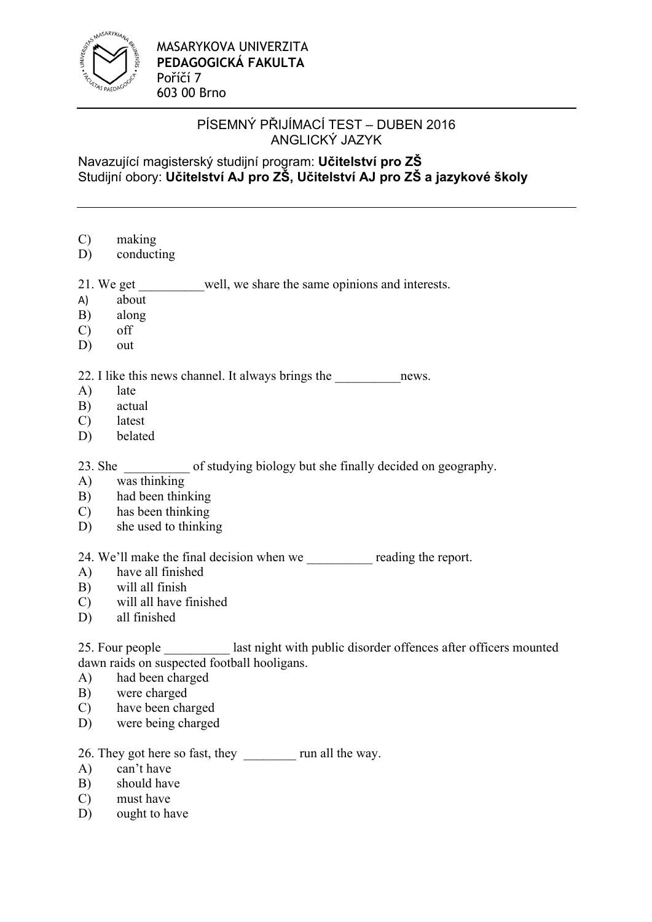C) making
D) conducting

21. We get __________well, we share the same opinions and interests.
A) about
B) along
C) off
D) out

22. I like this news channel. It always brings the __________news.
A) late
B) actual
C) latest
D) belated

23. She __________ of studying biology but she finally decided on geography.
A) was thinking
B) had been thinking
C) has been thinking
D) she used to thinking

24. We'll make the final decision when we __________ reading the report.
A) have all finished
B) will all finish
C) will all have finished
D) all finished

25. Four people __________ last night with public disorder offences after officers mounted dawn raids on suspected football hooligans.
A) had been charged
B) were charged
C) have been charged
D) were being charged

26. They got here so fast, they ________ run all the way.
A) can't have
B) should have
C) must have
D) ought to have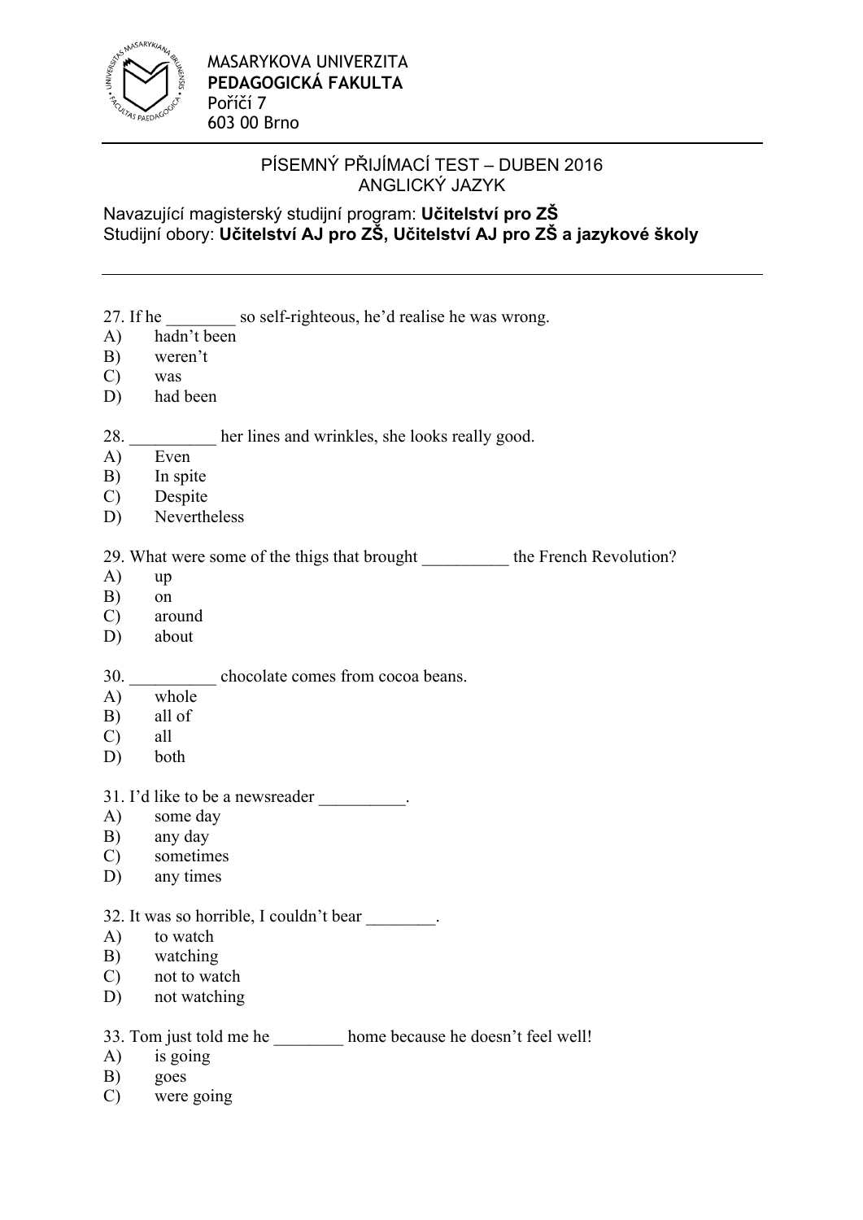MASARYKOVA UNIVERZITA
**PEDAGOGICKÁ FAKULTA**
Poříčí 7
603 00 Brno

PÍSEMNÝ PŘIJÍMACÍ TEST – DUBEN 2016
ANGLICKÝ JAZYK

Navazující magisterský studijní program: **Učitelství pro ZŠ**
Studijní obory: **Učitelství AJ pro ZŠ, Učitelství AJ pro ZŠ a jazykové školy**

---

27. If he ________ so self-righteous, he'd realise he was wrong.
A) hadn't been
B) weren't
C) was
D) had been

28. __________ her lines and wrinkles, she looks really good.
A) Even
B) In spite
C) Despite
D) Nevertheless

29. What were some of the thigs that brought __________ the French Revolution?
A) up
B) on
C) around
D) about

30. __________ chocolate comes from cocoa beans.
A) whole
B) all of
C) all
D) both

31. I'd like to be a newsreader __________.
A) some day
B) any day
C) sometimes
D) any times

32. It was so horrible, I couldn't bear ________.
A) to watch
B) watching
C) not to watch
D) not watching

33. Tom just told me he ________ home because he doesn't feel well!
A) is going
B) goes
C) were going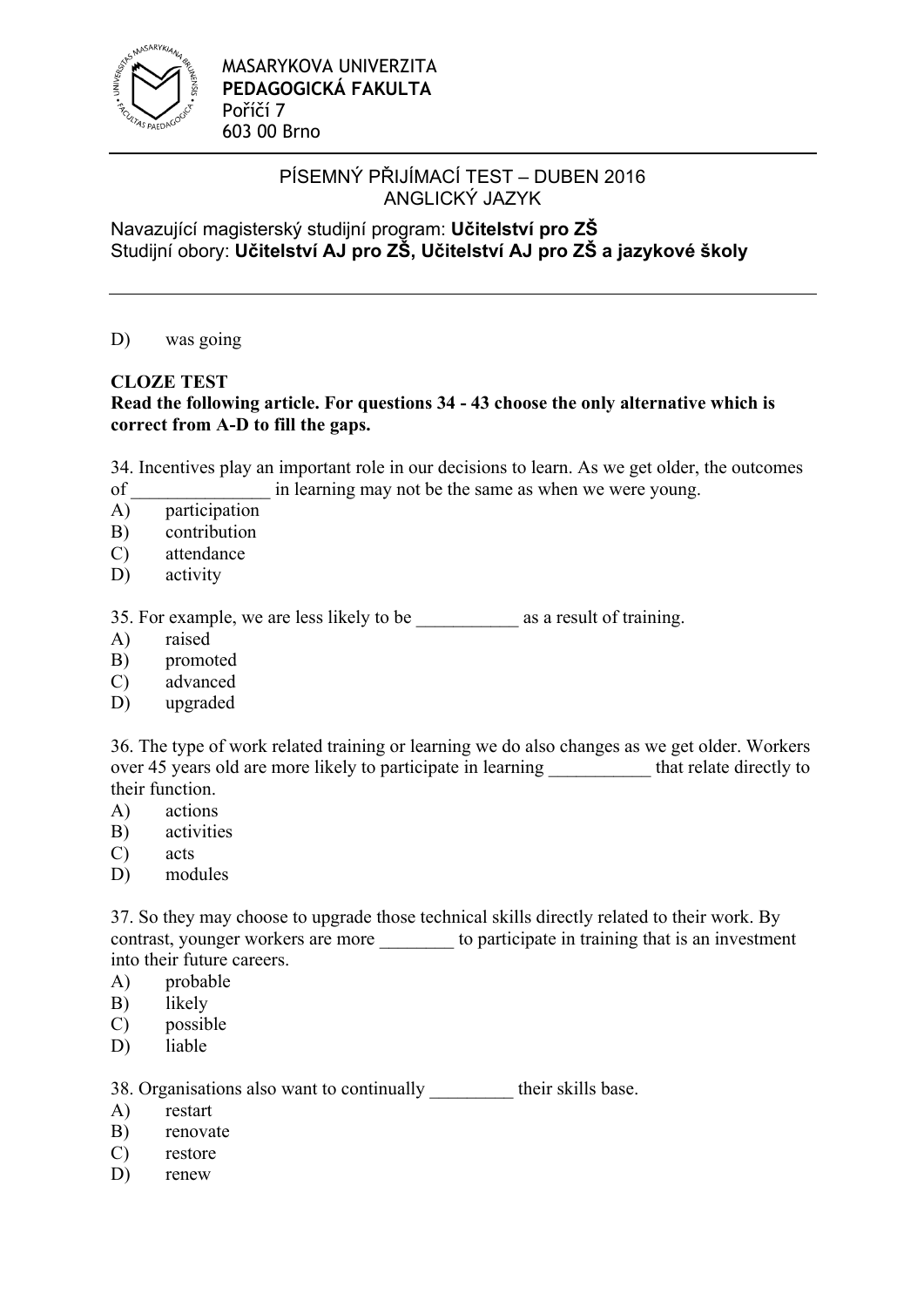D) was going

**CLOZE TEST**

**Read the following article. For questions 34 - 43 choose the only alternative which is correct from A-D to fill the gaps.**

34. Incentives play an important role in our decisions to learn. As we get older, the outcomes of _______________ in learning may not be the same as when we were young.

A) participation
B) contribution
C) attendance
D) activity

35. For example, we are less likely to be ___________ as a result of training.

A) raised
B) promoted
C) advanced
D) upgraded

36. The type of work related training or learning we do also changes as we get older. Workers over 45 years old are more likely to participate in learning ___________ that relate directly to their function.

A) actions
B) activities
C) acts
D) modules

37. So they may choose to upgrade those technical skills directly related to their work. By contrast, younger workers are more ________ to participate in training that is an investment into their future careers.

A) probable
B) likely
C) possible
D) liable

38. Organisations also want to continually _________ their skills base.

A) restart
B) renovate
C) restore
D) renew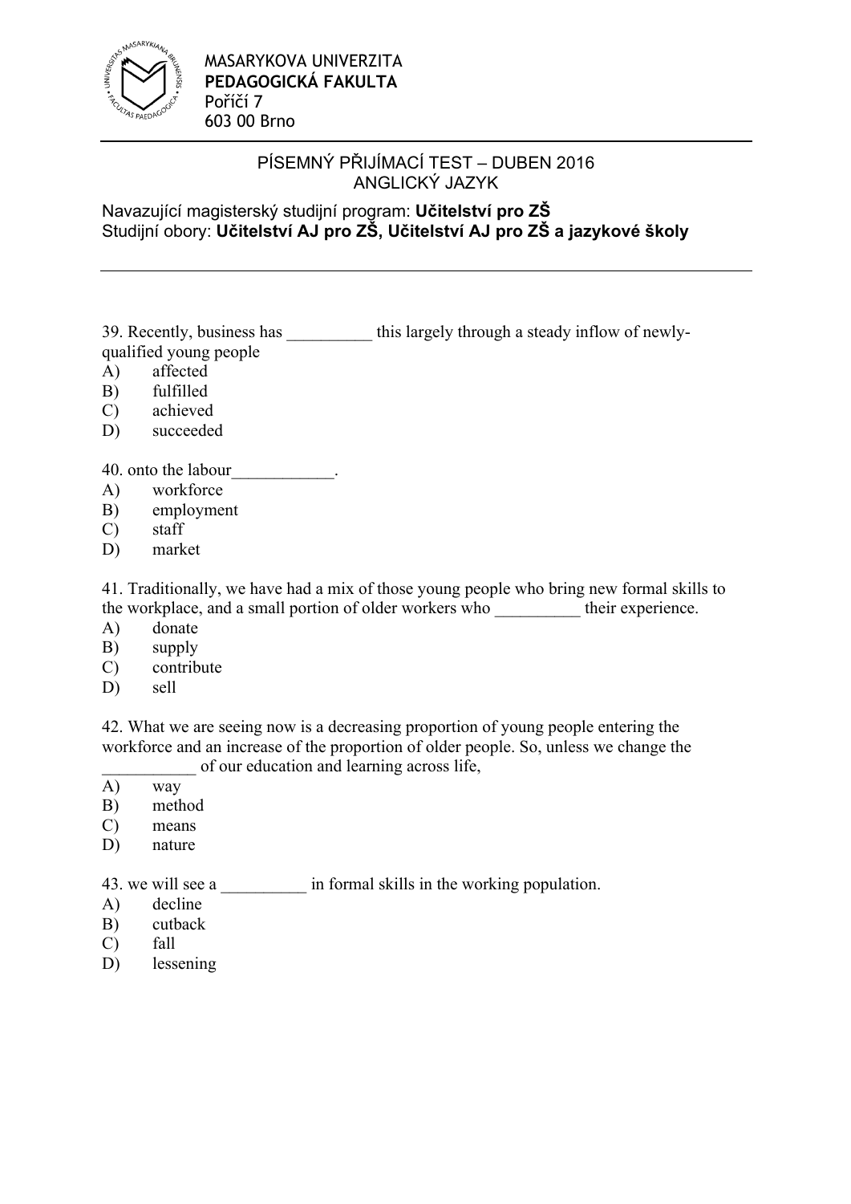MASARYKOVA UNIVERZITA
**PEDAGOGICKÁ FAKULTA**
Poříčí 7
603 00 Brno

PÍSEMNÝ PŘIJÍMACÍ TEST – DUBEN 2016
ANGLICKÝ JAZYK

Navazující magisterský studijní program: **Učitelství pro ZŠ**
Studijní obory: **Učitelství AJ pro ZŠ, Učitelství AJ pro ZŠ a jazykové školy**

---

39. Recently, business has __________ this largely through a steady inflow of newly-qualified young people

A) affected
B) fulfilled
C) achieved
D) succeeded

40. onto the labour____________.

A) workforce
B) employment
C) staff
D) market

41. Traditionally, we have had a mix of those young people who bring new formal skills to the workplace, and a small portion of older workers who __________ their experience.

A) donate
B) supply
C) contribute
D) sell

42. What we are seeing now is a decreasing proportion of young people entering the workforce and an increase of the proportion of older people. So, unless we change the ___________ of our education and learning across life,

A) way
B) method
C) means
D) nature

43. we will see a __________ in formal skills in the working population.

A) decline
B) cutback
C) fall
D) lessening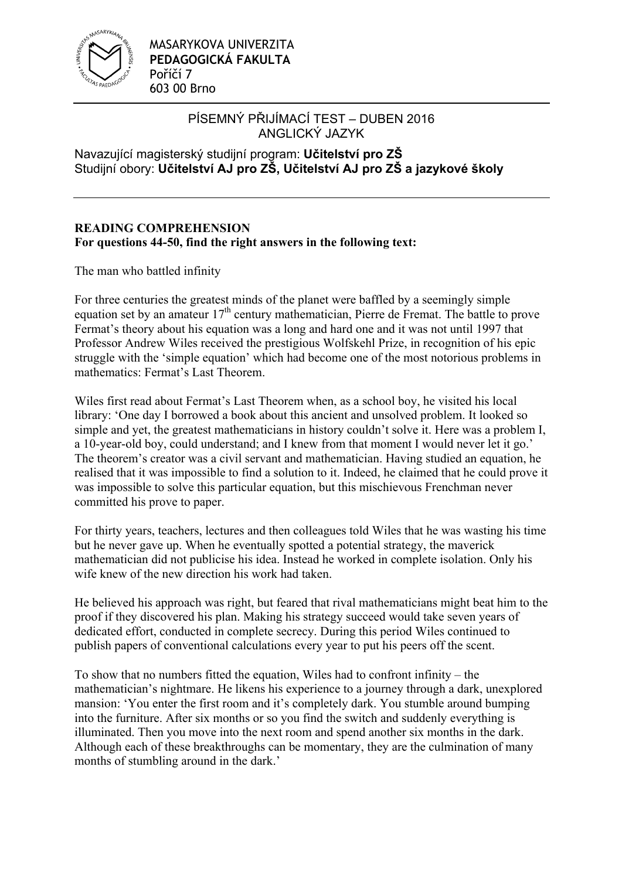MASARYKOVA UNIVERZITA
**PEDAGOGICKÁ FAKULTA**
Poříčí 7
603 00 Brno

PÍSEMNÝ PŘIJÍMACÍ TEST – DUBEN 2016
ANGLICKÝ JAZYK

Navazující magisterský studijní program: **Učitelství pro ZŠ**
Studijní obory: **Učitelství AJ pro ZŠ, Učitelství AJ pro ZŠ a jazykové školy**

---

**READING COMPREHENSION**
**For questions 44-50, find the right answers in the following text:**

The man who battled infinity

For three centuries the greatest minds of the planet were baffled by a seemingly simple equation set by an amateur 17th century mathematician, Pierre de Fremat. The battle to prove Fermat's theory about his equation was a long and hard one and it was not until 1997 that Professor Andrew Wiles received the prestigious Wolfskehl Prize, in recognition of his epic struggle with the 'simple equation' which had become one of the most notorious problems in mathematics: Fermat's Last Theorem.

Wiles first read about Fermat's Last Theorem when, as a school boy, he visited his local library: 'One day I borrowed a book about this ancient and unsolved problem. It looked so simple and yet, the greatest mathematicians in history couldn't solve it. Here was a problem I, a 10-year-old boy, could understand; and I knew from that moment I would never let it go.' The theorem's creator was a civil servant and mathematician. Having studied an equation, he realised that it was impossible to find a solution to it. Indeed, he claimed that he could prove it was impossible to solve this particular equation, but this mischievous Frenchman never committed his prove to paper.

For thirty years, teachers, lectures and then colleagues told Wiles that he was wasting his time but he never gave up. When he eventually spotted a potential strategy, the maverick mathematician did not publicise his idea. Instead he worked in complete isolation. Only his wife knew of the new direction his work had taken.

He believed his approach was right, but feared that rival mathematicians might beat him to the proof if they discovered his plan. Making his strategy succeed would take seven years of dedicated effort, conducted in complete secrecy. During this period Wiles continued to publish papers of conventional calculations every year to put his peers off the scent.

To show that no numbers fitted the equation, Wiles had to confront infinity – the mathematician's nightmare. He likens his experience to a journey through a dark, unexplored mansion: 'You enter the first room and it's completely dark. You stumble around bumping into the furniture. After six months or so you find the switch and suddenly everything is illuminated. Then you move into the next room and spend another six months in the dark. Although each of these breakthroughs can be momentary, they are the culmination of many months of stumbling around in the dark.'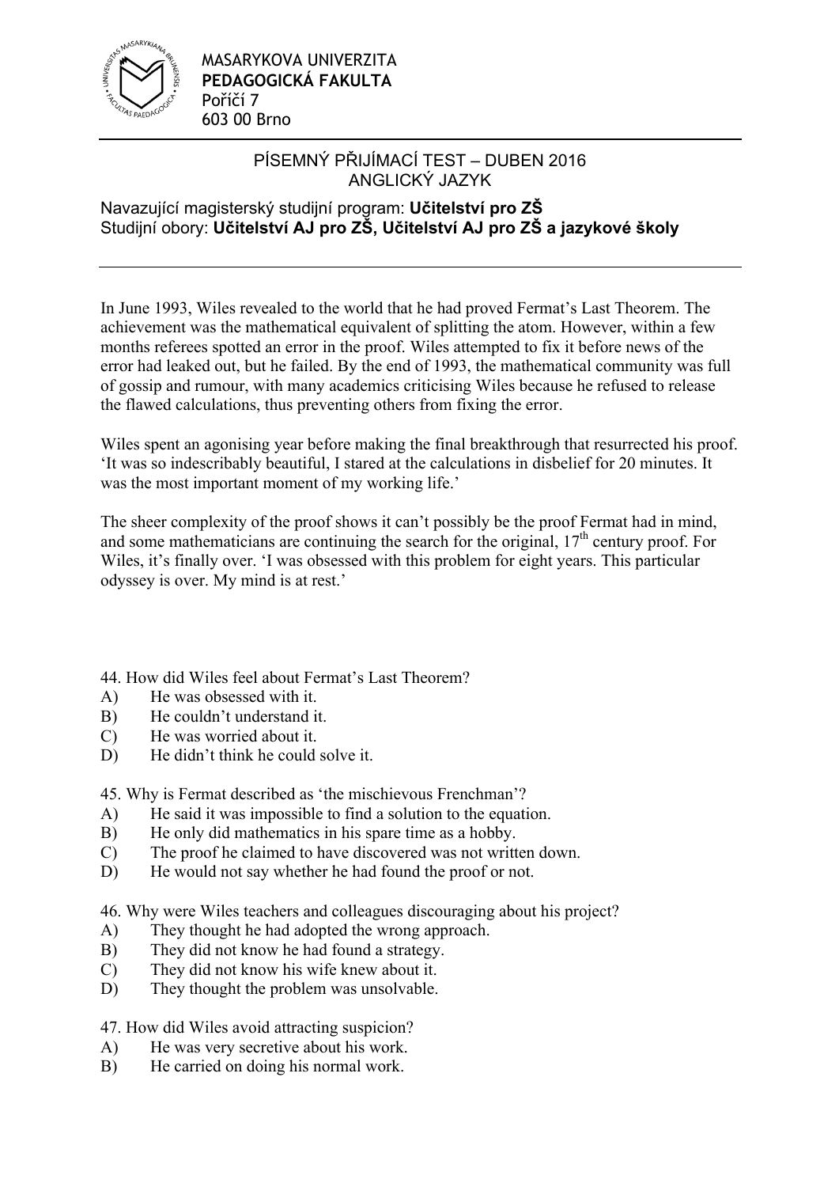MASARYKOVA UNIVERZITA
**PEDAGOGICKÁ FAKULTA**
Poříčí 7
603 00 Brno

PÍSEMNÝ PŘIJÍMACÍ TEST – DUBEN 2016
ANGLICKÝ JAZYK

Navazující magisterský studijní program: **Učitelství pro ZŠ**
Studijní obory: **Učitelství AJ pro ZŠ, Učitelství AJ pro ZŠ a jazykové školy**

---

In June 1993, Wiles revealed to the world that he had proved Fermat's Last Theorem. The achievement was the mathematical equivalent of splitting the atom. However, within a few months referees spotted an error in the proof. Wiles attempted to fix it before news of the error had leaked out, but he failed. By the end of 1993, the mathematical community was full of gossip and rumour, with many academics criticising Wiles because he refused to release the flawed calculations, thus preventing others from fixing the error.

Wiles spent an agonising year before making the final breakthrough that resurrected his proof. 'It was so indescribably beautiful, I stared at the calculations in disbelief for 20 minutes. It was the most important moment of my working life.'

The sheer complexity of the proof shows it can't possibly be the proof Fermat had in mind, and some mathematicians are continuing the search for the original, 17th century proof. For Wiles, it's finally over. 'I was obsessed with this problem for eight years. This particular odyssey is over. My mind is at rest.'

44. How did Wiles feel about Fermat's Last Theorem?
A) He was obsessed with it.
B) He couldn't understand it.
C) He was worried about it.
D) He didn't think he could solve it.

45. Why is Fermat described as 'the mischievous Frenchman'?
A) He said it was impossible to find a solution to the equation.
B) He only did mathematics in his spare time as a hobby.
C) The proof he claimed to have discovered was not written down.
D) He would not say whether he had found the proof or not.

46. Why were Wiles teachers and colleagues discouraging about his project?
A) They thought he had adopted the wrong approach.
B) They did not know he had found a strategy.
C) They did not know his wife knew about it.
D) They thought the problem was unsolvable.

47. How did Wiles avoid attracting suspicion?
A) He was very secretive about his work.
B) He carried on doing his normal work.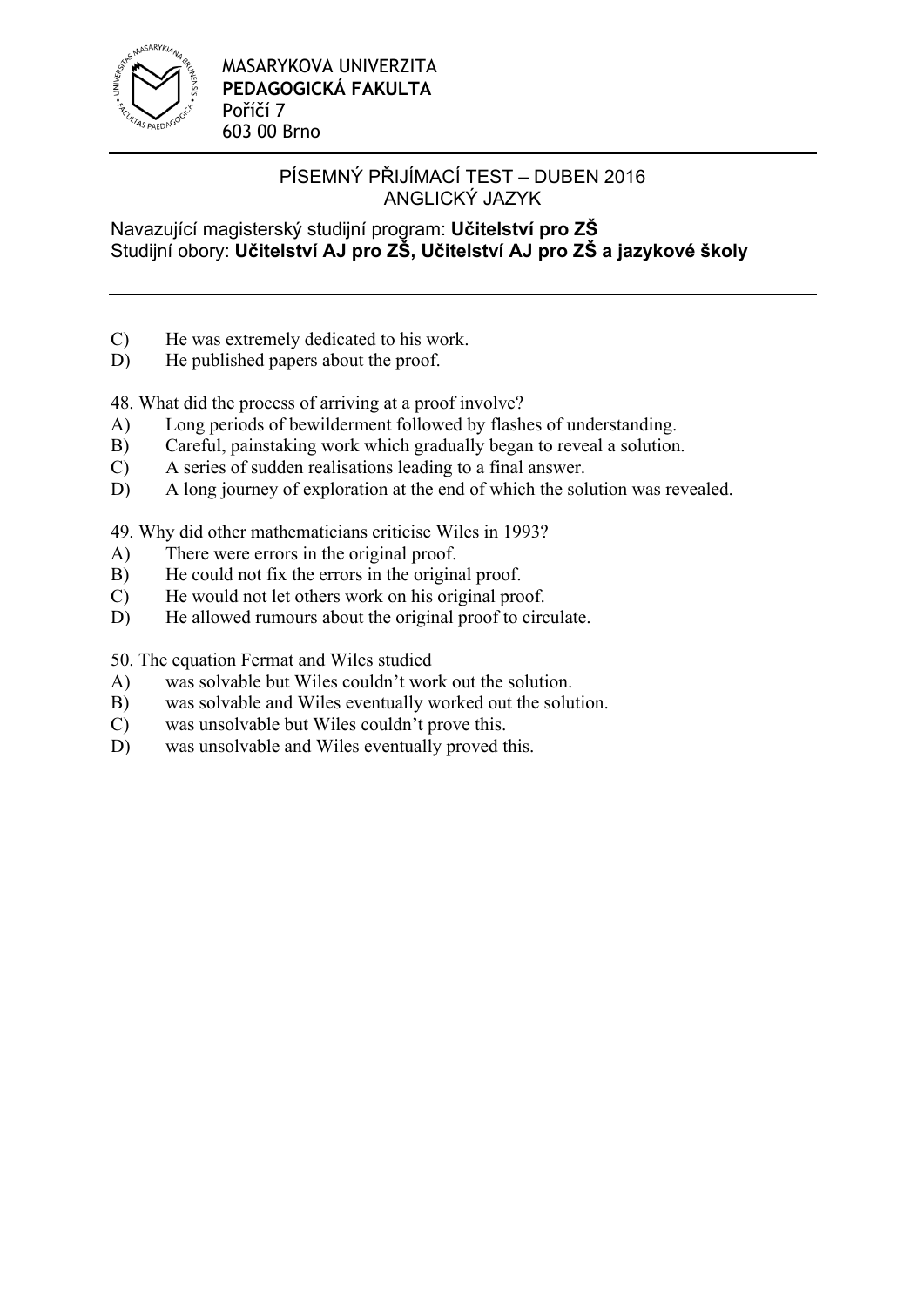C) He was extremely dedicated to his work.
D) He published papers about the proof.

48. What did the process of arriving at a proof involve?
A) Long periods of bewilderment followed by flashes of understanding.
B) Careful, painstaking work which gradually began to reveal a solution.
C) A series of sudden realisations leading to a final answer.
D) A long journey of exploration at the end of which the solution was revealed.

49. Why did other mathematicians criticise Wiles in 1993?
A) There were errors in the original proof.
B) He could not fix the errors in the original proof.
C) He would not let others work on his original proof.
D) He allowed rumours about the original proof to circulate.

50. The equation Fermat and Wiles studied
A) was solvable but Wiles couldn't work out the solution.
B) was solvable and Wiles eventually worked out the solution.
C) was unsolvable but Wiles couldn't prove this.
D) was unsolvable and Wiles eventually proved this.